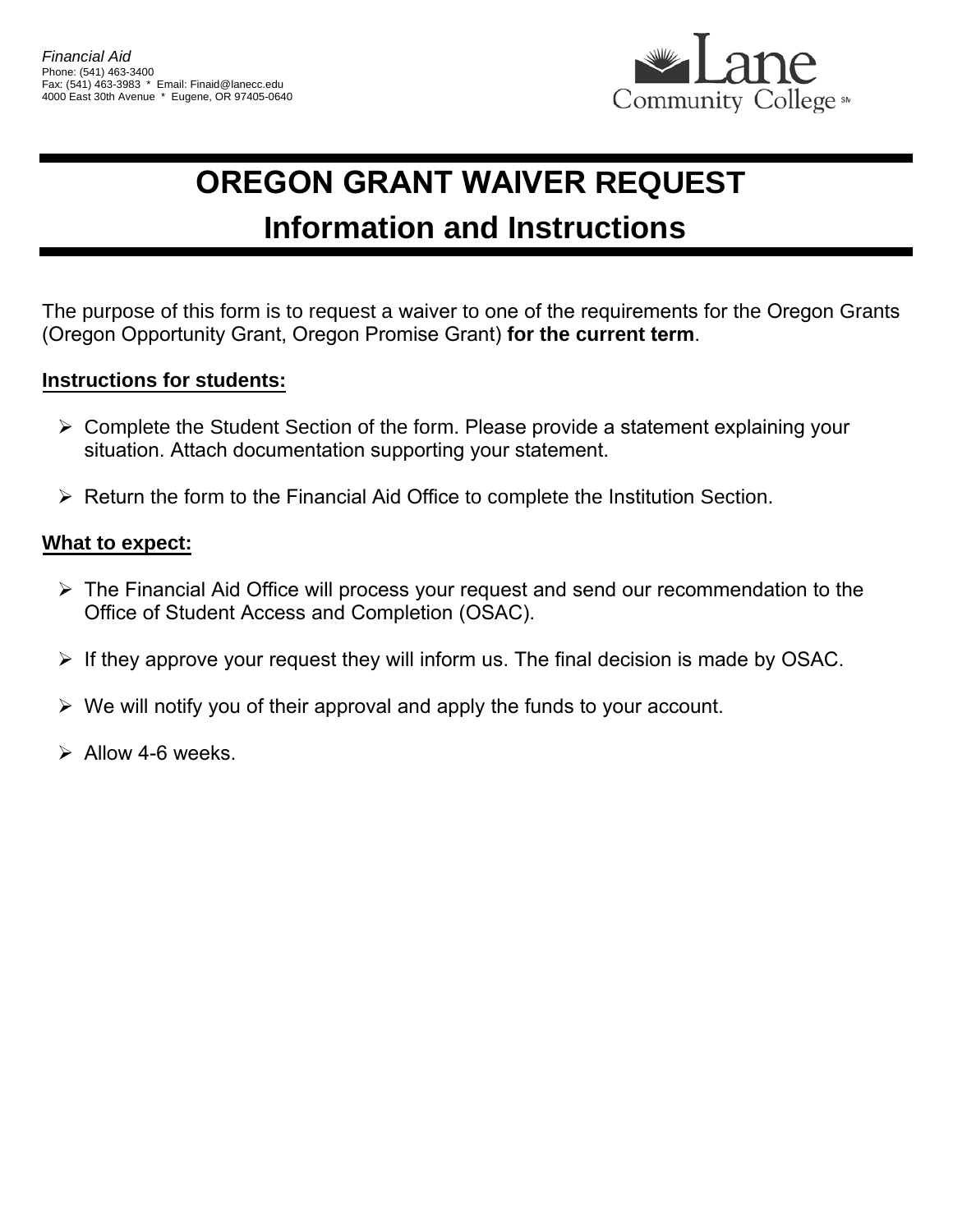*Financial Aid*
Phone: (541) 463-3400
Fax: (541) 463-3983 * Email: Finaid@lanecc.edu
4000 East 30th Avenue * Eugene, OR 97405-0640

Lane Community College

# OREGON GRANT WAIVER REQUEST

## Information and Instructions

The purpose of this form is to request a waiver to one of the requirements for the Oregon Grants (Oregon Opportunity Grant, Oregon Promise Grant) **for the current term**.

**Instructions for students:**

- Complete the Student Section of the form. Please provide a statement explaining your situation. Attach documentation supporting your statement.
- Return the form to the Financial Aid Office to complete the Institution Section.

**What to expect:**

- The Financial Aid Office will process your request and send our recommendation to the Office of Student Access and Completion (OSAC).
- If they approve your request they will inform us. The final decision is made by OSAC.
- We will notify you of their approval and apply the funds to your account.
- Allow 4-6 weeks.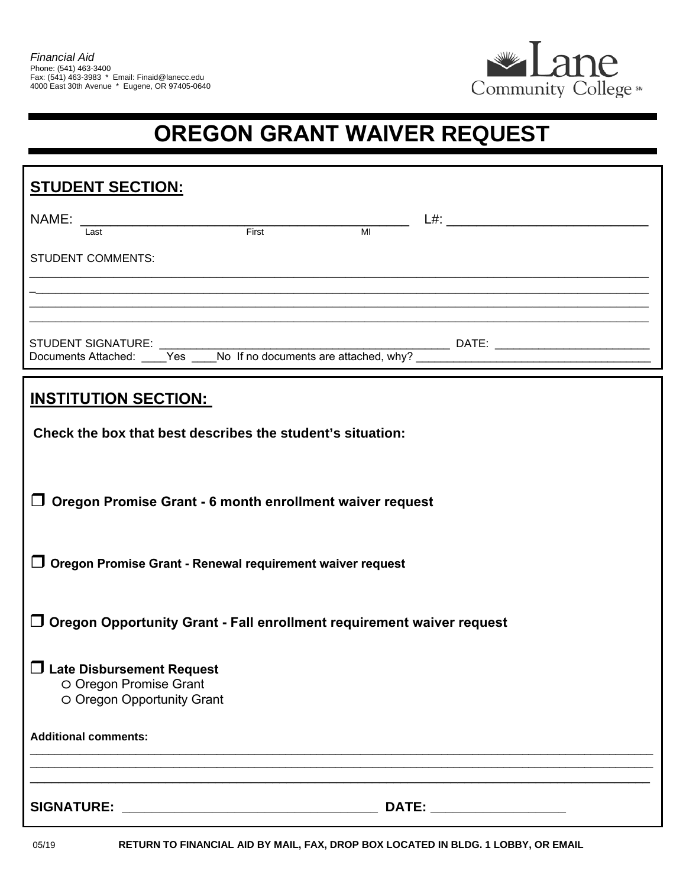*Financial Aid*
Phone: (541) 463-3400
Fax: (541) 463-3983 * Email: Finaid@lanecc.edu
4000 East 30th Avenue * Eugene, OR 97405-0640

Lane Community College

# OREGON GRANT WAIVER REQUEST

## STUDENT SECTION:

NAME: ______________________________________________ L#: ___________________________
Last First MI

STUDENT COMMENTS:

_____________________________________________________________________________________
_____________________________________________________________________________________
_____________________________________________________________________________________
_____________________________________________________________________________________

STUDENT SIGNATURE: ______________________________________ DATE: ____________________
Documents Attached: ____Yes ____No If no documents are attached, why? ______________________________

## INSTITUTION SECTION:

**Check the box that best describes the student's situation:**

❒ **Oregon Promise Grant - 6 month enrollment waiver request**

❒ **Oregon Promise Grant - Renewal requirement waiver request**

❒ **Oregon Opportunity Grant - Fall enrollment requirement waiver request**

❒ **Late Disbursement Request**
- ○ Oregon Promise Grant
- ○ Oregon Opportunity Grant

**Additional comments:**

_____________________________________________________________________________________
_____________________________________________________________________________________
_____________________________________________________________________________________

**SIGNATURE:** ______________________________ **DATE:** ________________

05/19 **RETURN TO FINANCIAL AID BY MAIL, FAX, DROP BOX LOCATED IN BLDG. 1 LOBBY, OR EMAIL**